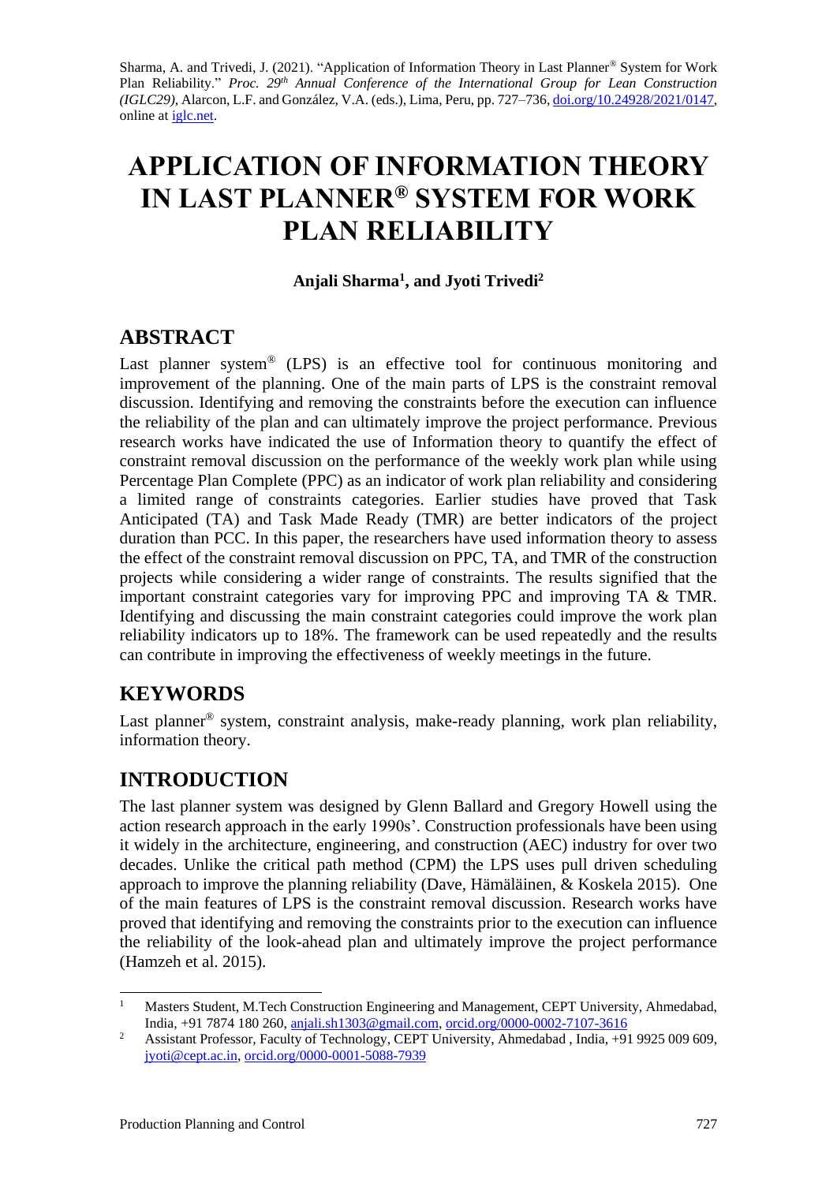Sharma, A. and Trivedi, J. (2021). "Application of Information Theory in Last Planner® System for Work Plan Reliability." *Proc. 29th Annual Conference of the International Group for Lean Construction (IGLC29),* Alarcon, L.F. and González, V.A. (eds.), Lima, Peru, pp. 727–736, doi.org/10.24928/2021/0147, online at iglc.net.

# APPLICATION OF INFORMATION THEORY IN LAST PLANNER® SYSTEM FOR WORK PLAN RELIABILITY

**Anjali Sharma[1], and Jyoti Trivedi[2]**

## ABSTRACT

Last planner system® (LPS) is an effective tool for continuous monitoring and improvement of the planning. One of the main parts of LPS is the constraint removal discussion. Identifying and removing the constraints before the execution can influence the reliability of the plan and can ultimately improve the project performance. Previous research works have indicated the use of Information theory to quantify the effect of constraint removal discussion on the performance of the weekly work plan while using Percentage Plan Complete (PPC) as an indicator of work plan reliability and considering a limited range of constraints categories. Earlier studies have proved that Task Anticipated (TA) and Task Made Ready (TMR) are better indicators of the project duration than PCC. In this paper, the researchers have used information theory to assess the effect of the constraint removal discussion on PPC, TA, and TMR of the construction projects while considering a wider range of constraints. The results signified that the important constraint categories vary for improving PPC and improving TA & TMR. Identifying and discussing the main constraint categories could improve the work plan reliability indicators up to 18%. The framework can be used repeatedly and the results can contribute in improving the effectiveness of weekly meetings in the future.

## KEYWORDS

Last planner® system, constraint analysis, make-ready planning, work plan reliability, information theory.

## INTRODUCTION

The last planner system was designed by Glenn Ballard and Gregory Howell using the action research approach in the early 1990s'. Construction professionals have been using it widely in the architecture, engineering, and construction (AEC) industry for over two decades. Unlike the critical path method (CPM) the LPS uses pull driven scheduling approach to improve the planning reliability (Dave, Hämäläinen, & Koskela 2015). One of the main features of LPS is the constraint removal discussion. Research works have proved that identifying and removing the constraints prior to the execution can influence the reliability of the look-ahead plan and ultimately improve the project performance (Hamzeh et al. 2015).

---

[1] Masters Student, M.Tech Construction Engineering and Management, CEPT University, Ahmedabad, India, +91 7874 180 260, anjali.sh1303@gmail.com, orcid.org/0000-0002-7107-3616

[2] Assistant Professor, Faculty of Technology, CEPT University, Ahmedabad , India, +91 9925 009 609, jyoti@cept.ac.in, orcid.org/0000-0001-5088-7939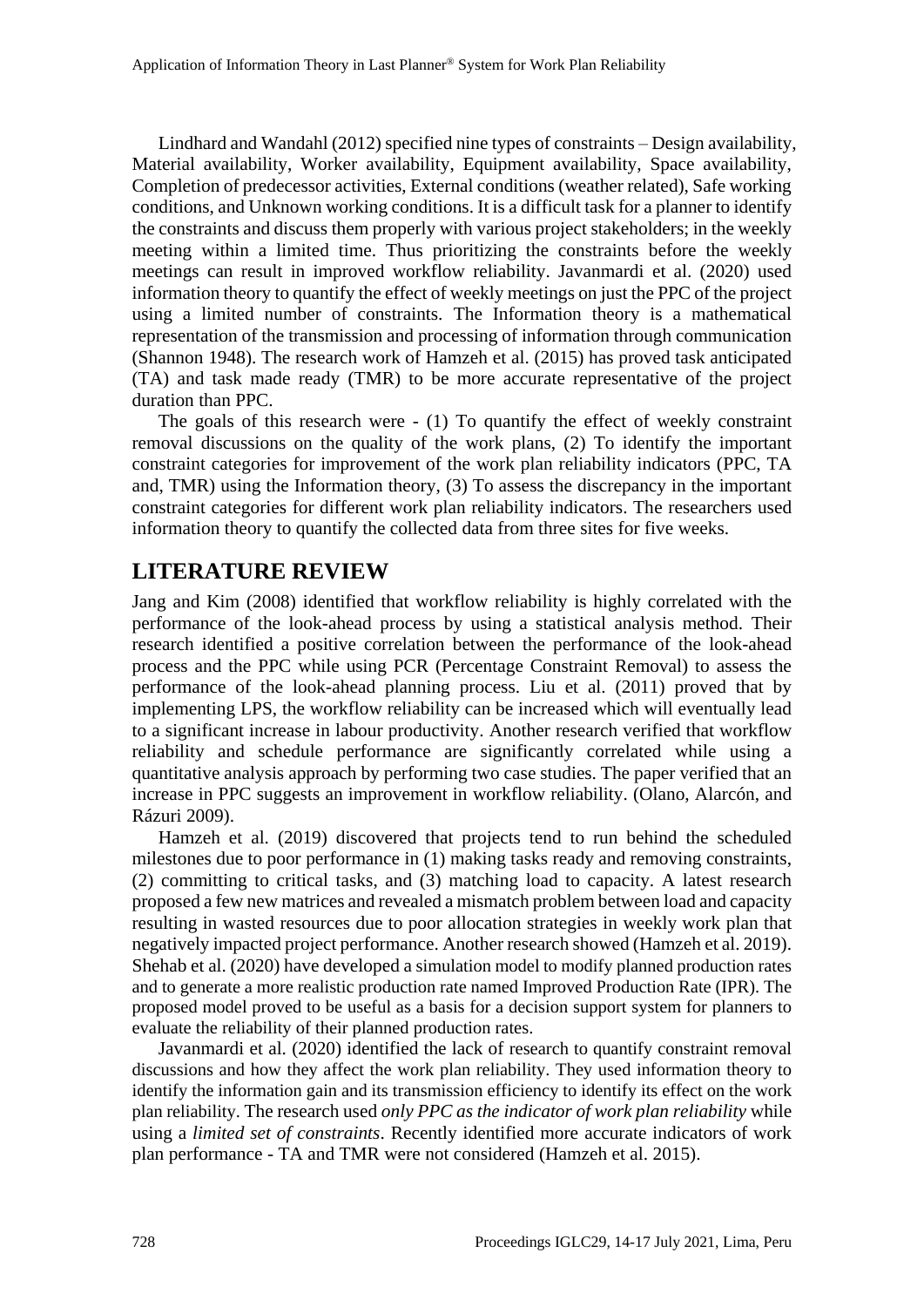Lindhard and Wandahl (2012) specified nine types of constraints – Design availability, Material availability, Worker availability, Equipment availability, Space availability, Completion of predecessor activities, External conditions (weather related), Safe working conditions, and Unknown working conditions. It is a difficult task for a planner to identify the constraints and discuss them properly with various project stakeholders; in the weekly meeting within a limited time. Thus prioritizing the constraints before the weekly meetings can result in improved workflow reliability. Javanmardi et al. (2020) used information theory to quantify the effect of weekly meetings on just the PPC of the project using a limited number of constraints. The Information theory is a mathematical representation of the transmission and processing of information through communication (Shannon 1948). The research work of Hamzeh et al. (2015) has proved task anticipated (TA) and task made ready (TMR) to be more accurate representative of the project duration than PPC.

The goals of this research were - (1) To quantify the effect of weekly constraint removal discussions on the quality of the work plans, (2) To identify the important constraint categories for improvement of the work plan reliability indicators (PPC, TA and, TMR) using the Information theory, (3) To assess the discrepancy in the important constraint categories for different work plan reliability indicators. The researchers used information theory to quantify the collected data from three sites for five weeks.

## LITERATURE REVIEW

Jang and Kim (2008) identified that workflow reliability is highly correlated with the performance of the look-ahead process by using a statistical analysis method. Their research identified a positive correlation between the performance of the look-ahead process and the PPC while using PCR (Percentage Constraint Removal) to assess the performance of the look-ahead planning process. Liu et al. (2011) proved that by implementing LPS, the workflow reliability can be increased which will eventually lead to a significant increase in labour productivity. Another research verified that workflow reliability and schedule performance are significantly correlated while using a quantitative analysis approach by performing two case studies. The paper verified that an increase in PPC suggests an improvement in workflow reliability. (Olano, Alarcón, and Rázuri 2009).

Hamzeh et al. (2019) discovered that projects tend to run behind the scheduled milestones due to poor performance in (1) making tasks ready and removing constraints, (2) committing to critical tasks, and (3) matching load to capacity. A latest research proposed a few new matrices and revealed a mismatch problem between load and capacity resulting in wasted resources due to poor allocation strategies in weekly work plan that negatively impacted project performance. Another research showed (Hamzeh et al. 2019). Shehab et al. (2020) have developed a simulation model to modify planned production rates and to generate a more realistic production rate named Improved Production Rate (IPR). The proposed model proved to be useful as a basis for a decision support system for planners to evaluate the reliability of their planned production rates.

Javanmardi et al. (2020) identified the lack of research to quantify constraint removal discussions and how they affect the work plan reliability. They used information theory to identify the information gain and its transmission efficiency to identify its effect on the work plan reliability. The research used *only PPC as the indicator of work plan reliability* while using a *limited set of constraints*. Recently identified more accurate indicators of work plan performance - TA and TMR were not considered (Hamzeh et al. 2015).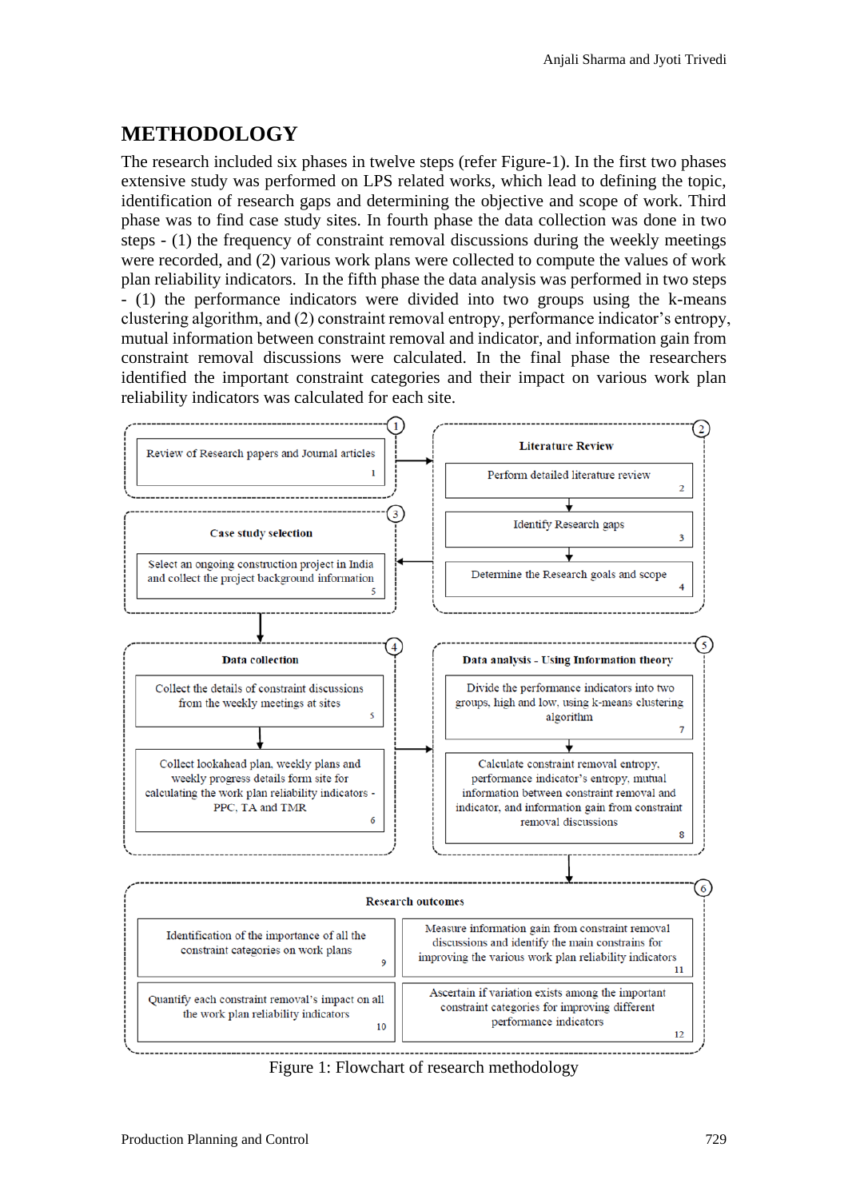# METHODOLOGY

The research included six phases in twelve steps (refer Figure-1). In the first two phases extensive study was performed on LPS related works, which lead to defining the topic, identification of research gaps and determining the objective and scope of work. Third phase was to find case study sites. In fourth phase the data collection was done in two steps - (1) the frequency of constraint removal discussions during the weekly meetings were recorded, and (2) various work plans were collected to compute the values of work plan reliability indicators. In the fifth phase the data analysis was performed in two steps - (1) the performance indicators were divided into two groups using the k-means clustering algorithm, and (2) constraint removal entropy, performance indicator's entropy, mutual information between constraint removal and indicator, and information gain from constraint removal discussions were calculated. In the final phase the researchers identified the important constraint categories and their impact on various work plan reliability indicators was calculated for each site.

**(1)**
- Review of Research papers and Journal articles (1)

**(2) Literature Review**
- Perform detailed literature review (2)
- Identify Research gaps (3)
- Determine the Research goals and scope (4)

**(3) Case study selection**
- Select an ongoing construction project in India and collect the project background information (5)

**(4) Data collection**
- Collect the details of constraint discussions from the weekly meetings at sites (5)
- Collect lookahead plan, weekly plans and weekly progress details form site for calculating the work plan reliability indicators - PPC, TA and TMR (6)

**(5) Data analysis - Using Information theory**
- Divide the performance indicators into two groups, high and low, using k-means clustering algorithm (7)
- Calculate constraint removal entropy, performance indicator's entropy, mutual information between constraint removal and indicator, and information gain from constraint removal discussions (8)

**(6) Research outcomes**
- Identification of the importance of all the constraint categories on work plans (9)
- Quantify each constraint removal's impact on all the work plan reliability indicators (10)
- Measure information gain from constraint removal discussions and identify the main constrains for improving the various work plan reliability indicators (11)
- Ascertain if variation exists among the important constraint categories for improving different performance indicators (12)

Figure 1: Flowchart of research methodology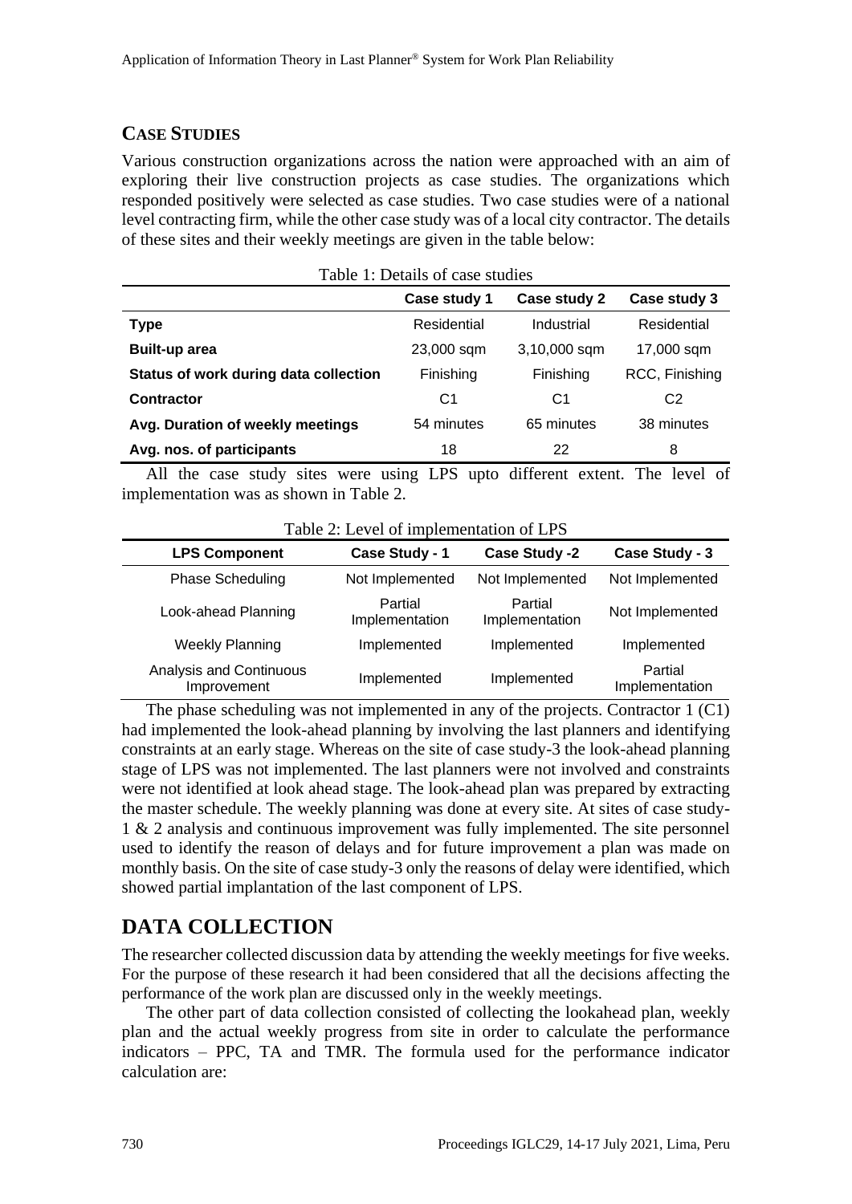## CASE STUDIES

Various construction organizations across the nation were approached with an aim of exploring their live construction projects as case studies. The organizations which responded positively were selected as case studies. Two case studies were of a national level contracting firm, while the other case study was of a local city contractor. The details of these sites and their weekly meetings are given in the table below:

Table 1: Details of case studies

| | Case study 1 | Case study 2 | Case study 3 |
|---|---|---|---|
| **Type** | Residential | Industrial | Residential |
| **Built-up area** | 23,000 sqm | 3,10,000 sqm | 17,000 sqm |
| **Status of work during data collection** | Finishing | Finishing | RCC, Finishing |
| **Contractor** | C1 | C1 | C2 |
| **Avg. Duration of weekly meetings** | 54 minutes | 65 minutes | 38 minutes |
| **Avg. nos. of participants** | 18 | 22 | 8 |

All the case study sites were using LPS upto different extent. The level of implementation was as shown in Table 2.

Table 2: Level of implementation of LPS

| LPS Component | Case Study - 1 | Case Study -2 | Case Study - 3 |
|---|---|---|---|
| Phase Scheduling | Not Implemented | Not Implemented | Not Implemented |
| Look-ahead Planning | Partial Implementation | Partial Implementation | Not Implemented |
| Weekly Planning | Implemented | Implemented | Implemented |
| Analysis and Continuous Improvement | Implemented | Implemented | Partial Implementation |

The phase scheduling was not implemented in any of the projects. Contractor 1 (C1) had implemented the look-ahead planning by involving the last planners and identifying constraints at an early stage. Whereas on the site of case study-3 the look-ahead planning stage of LPS was not implemented. The last planners were not involved and constraints were not identified at look ahead stage. The look-ahead plan was prepared by extracting the master schedule. The weekly planning was done at every site. At sites of case study-1 & 2 analysis and continuous improvement was fully implemented. The site personnel used to identify the reason of delays and for future improvement a plan was made on monthly basis. On the site of case study-3 only the reasons of delay were identified, which showed partial implantation of the last component of LPS.

# DATA COLLECTION

The researcher collected discussion data by attending the weekly meetings for five weeks. For the purpose of these research it had been considered that all the decisions affecting the performance of the work plan are discussed only in the weekly meetings.

The other part of data collection consisted of collecting the lookahead plan, weekly plan and the actual weekly progress from site in order to calculate the performance indicators – PPC, TA and TMR. The formula used for the performance indicator calculation are: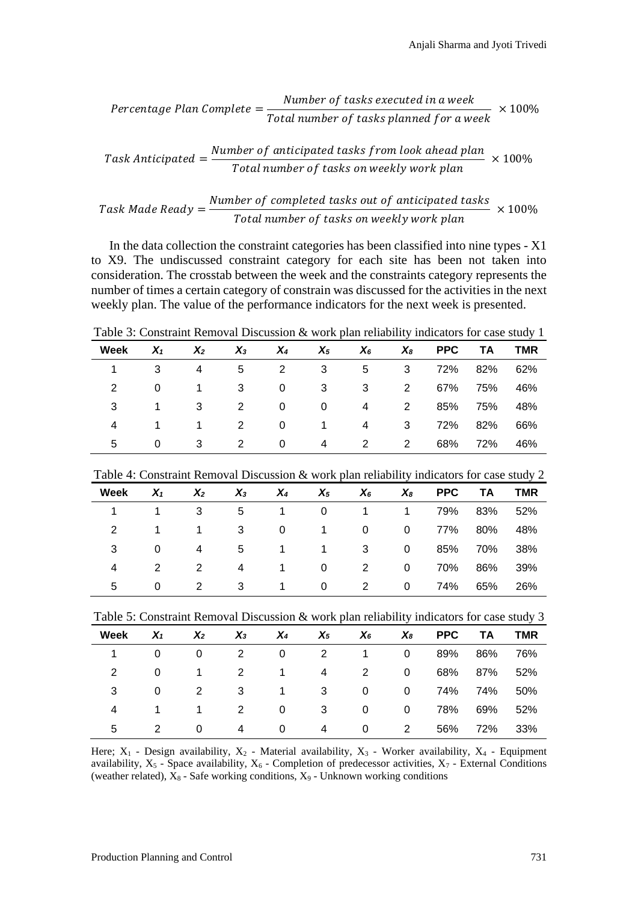$$Percentage\ Plan\ Complete = \frac{Number\ of\ tasks\ executed\ in\ a\ week}{Total\ number\ of\ tasks\ planned\ for\ a\ week} \times 100\%$$

$$Task\ Anticipated = \frac{Number\ of\ anticipated\ tasks\ from\ look\ ahead\ plan}{Total\ number\ of\ tasks\ on\ weekly\ work\ plan} \times 100\%$$

$$Task\ Made\ Ready = \frac{Number\ of\ completed\ tasks\ out\ of\ anticipated\ tasks}{Total\ number\ of\ tasks\ on\ weekly\ work\ plan} \times 100\%$$

In the data collection the constraint categories has been classified into nine types - X1 to X9. The undiscussed constraint category for each site has been not taken into consideration. The crosstab between the week and the constraints category represents the number of times a certain category of constrain was discussed for the activities in the next weekly plan. The value of the performance indicators for the next week is presented.

Table 3: Constraint Removal Discussion & work plan reliability indicators for case study 1

| Week | $X_1$ | $X_2$ | $X_3$ | $X_4$ | $X_5$ | $X_6$ | $X_8$ | PPC | TA | TMR |
|---|---|---|---|---|---|---|---|---|---|---|
| 1 | 3 | 4 | 5 | 2 | 3 | 5 | 3 | 72% | 82% | 62% |
| 2 | 0 | 1 | 3 | 0 | 3 | 3 | 2 | 67% | 75% | 46% |
| 3 | 1 | 3 | 2 | 0 | 0 | 4 | 2 | 85% | 75% | 48% |
| 4 | 1 | 1 | 2 | 0 | 1 | 4 | 3 | 72% | 82% | 66% |
| 5 | 0 | 3 | 2 | 0 | 4 | 2 | 2 | 68% | 72% | 46% |

Table 4: Constraint Removal Discussion & work plan reliability indicators for case study 2

| Week | $X_1$ | $X_2$ | $X_3$ | $X_4$ | $X_5$ | $X_6$ | $X_8$ | PPC | TA | TMR |
|---|---|---|---|---|---|---|---|---|---|---|
| 1 | 1 | 3 | 5 | 1 | 0 | 1 | 1 | 79% | 83% | 52% |
| 2 | 1 | 1 | 3 | 0 | 1 | 0 | 0 | 77% | 80% | 48% |
| 3 | 0 | 4 | 5 | 1 | 1 | 3 | 0 | 85% | 70% | 38% |
| 4 | 2 | 2 | 4 | 1 | 0 | 2 | 0 | 70% | 86% | 39% |
| 5 | 0 | 2 | 3 | 1 | 0 | 2 | 0 | 74% | 65% | 26% |

Table 5: Constraint Removal Discussion & work plan reliability indicators for case study 3

| Week | $X_1$ | $X_2$ | $X_3$ | $X_4$ | $X_5$ | $X_6$ | $X_8$ | PPC | TA | TMR |
|---|---|---|---|---|---|---|---|---|---|---|
| 1 | 0 | 0 | 2 | 0 | 2 | 1 | 0 | 89% | 86% | 76% |
| 2 | 0 | 1 | 2 | 1 | 4 | 2 | 0 | 68% | 87% | 52% |
| 3 | 0 | 2 | 3 | 1 | 3 | 0 | 0 | 74% | 74% | 50% |
| 4 | 1 | 1 | 2 | 0 | 3 | 0 | 0 | 78% | 69% | 52% |
| 5 | 2 | 0 | 4 | 0 | 4 | 0 | 2 | 56% | 72% | 33% |

Here; $X_1$ - Design availability, $X_2$ - Material availability, $X_3$ - Worker availability, $X_4$ - Equipment availability, $X_5$ - Space availability, $X_6$ - Completion of predecessor activities, $X_7$ - External Conditions (weather related), $X_8$ - Safe working conditions, $X_9$ - Unknown working conditions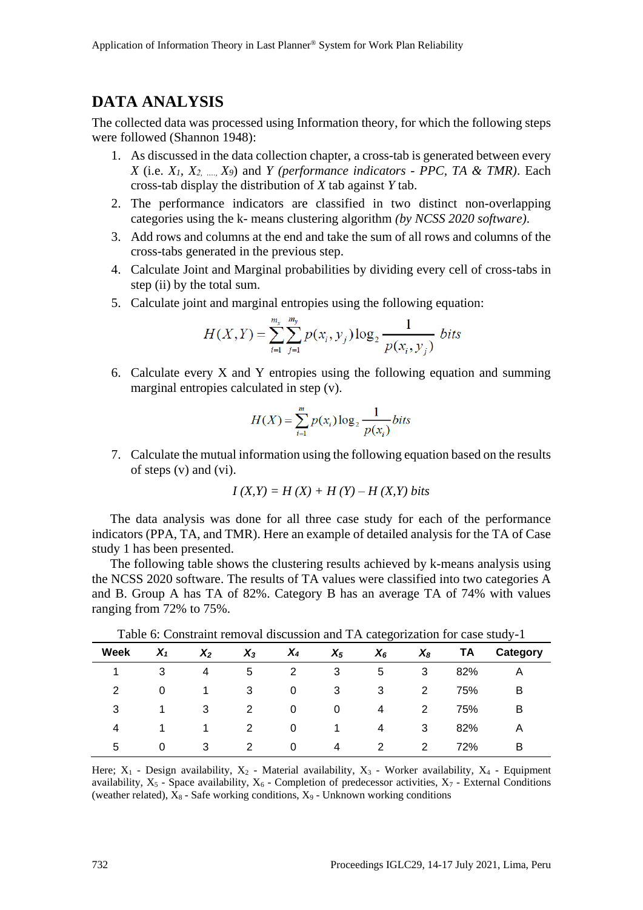## DATA ANALYSIS

The collected data was processed using Information theory, for which the following steps were followed (Shannon 1948):

1. As discussed in the data collection chapter, a cross-tab is generated between every *X* (i.e. $X_1$, $X_2, \ldots, X_9$) and *Y (performance indicators - PPC, TA & TMR)*. Each cross-tab display the distribution of *X* tab against *Y* tab.
2. The performance indicators are classified in two distinct non-overlapping categories using the k- means clustering algorithm *(by NCSS 2020 software)*.
3. Add rows and columns at the end and take the sum of all rows and columns of the cross-tabs generated in the previous step.
4. Calculate Joint and Marginal probabilities by dividing every cell of cross-tabs in step (ii) by the total sum.
5. Calculate joint and marginal entropies using the following equation:

$$H(X,Y) = \sum_{i=1}^{m_x} \sum_{j=1}^{m_y} p(x_i, y_j) \log_2 \frac{1}{p(x_i, y_j)} \ bits$$

6. Calculate every X and Y entropies using the following equation and summing marginal entropies calculated in step (v).

$$H(X) = \sum_{i=1}^{m} p(x_i) \log_2 \frac{1}{p(x_i)} bits$$

7. Calculate the mutual information using the following equation based on the results of steps (v) and (vi).

$$I\,(X,Y) = H\,(X) + H\,(Y) - H\,(X,Y)\ bits$$

The data analysis was done for all three case study for each of the performance indicators (PPA, TA, and TMR). Here an example of detailed analysis for the TA of Case study 1 has been presented.

The following table shows the clustering results achieved by k-means analysis using the NCSS 2020 software. The results of TA values were classified into two categories A and B. Group A has TA of 82%. Category B has an average TA of 74% with values ranging from 72% to 75%.

Table 6: Constraint removal discussion and TA categorization for case study-1

| Week | $X_1$ | $X_2$ | $X_3$ | $X_4$ | $X_5$ | $X_6$ | $X_8$ | TA | Category |
|---|---|---|---|---|---|---|---|---|---|
| 1 | 3 | 4 | 5 | 2 | 3 | 5 | 3 | 82% | A |
| 2 | 0 | 1 | 3 | 0 | 3 | 3 | 2 | 75% | B |
| 3 | 1 | 3 | 2 | 0 | 0 | 4 | 2 | 75% | B |
| 4 | 1 | 1 | 2 | 0 | 1 | 4 | 3 | 82% | A |
| 5 | 0 | 3 | 2 | 0 | 4 | 2 | 2 | 72% | B |

Here; $X_1$ - Design availability, $X_2$ - Material availability, $X_3$ - Worker availability, $X_4$ - Equipment availability, $X_5$ - Space availability, $X_6$ - Completion of predecessor activities, $X_7$ - External Conditions (weather related), $X_8$ - Safe working conditions, $X_9$ - Unknown working conditions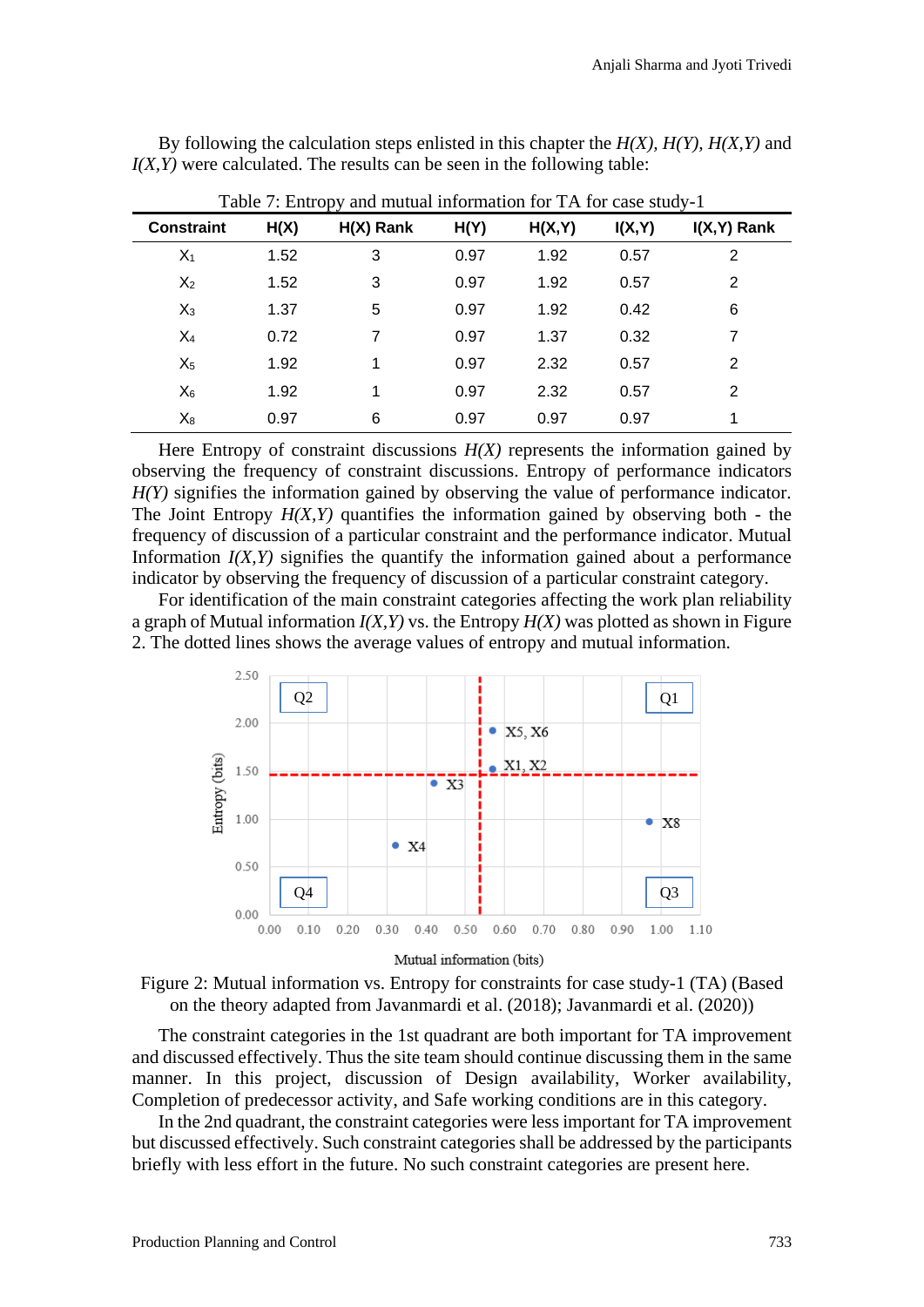By following the calculation steps enlisted in this chapter the *H(X), H(Y), H(X,Y)* and *I(X,Y)* were calculated. The results can be seen in the following table:

Table 7: Entropy and mutual information for TA for case study-1

| Constraint | H(X) | H(X) Rank | H(Y) | H(X,Y) | I(X,Y) | I(X,Y) Rank |
|---|---|---|---|---|---|---|
| $X_1$ | 1.52 | 3 | 0.97 | 1.92 | 0.57 | 2 |
| $X_2$ | 1.52 | 3 | 0.97 | 1.92 | 0.57 | 2 |
| $X_3$ | 1.37 | 5 | 0.97 | 1.92 | 0.42 | 6 |
| $X_4$ | 0.72 | 7 | 0.97 | 1.37 | 0.32 | 7 |
| $X_5$ | 1.92 | 1 | 0.97 | 2.32 | 0.57 | 2 |
| $X_6$ | 1.92 | 1 | 0.97 | 2.32 | 0.57 | 2 |
| $X_8$ | 0.97 | 6 | 0.97 | 0.97 | 0.97 | 1 |

Here Entropy of constraint discussions *H(X)* represents the information gained by observing the frequency of constraint discussions. Entropy of performance indicators *H(Y)* signifies the information gained by observing the value of performance indicator. The Joint Entropy *H(X,Y)* quantifies the information gained by observing both - the frequency of discussion of a particular constraint and the performance indicator. Mutual Information *I(X,Y)* signifies the quantify the information gained about a performance indicator by observing the frequency of discussion of a particular constraint category.

For identification of the main constraint categories affecting the work plan reliability a graph of Mutual information *I(X,Y)* vs. the Entropy *H(X)* was plotted as shown in Figure 2. The dotted lines shows the average values of entropy and mutual information.

Figure 2: Mutual information vs. Entropy for constraints for case study-1 (TA) (Based on the theory adapted from Javanmardi et al. (2018); Javanmardi et al. (2020))

The constraint categories in the 1st quadrant are both important for TA improvement and discussed effectively. Thus the site team should continue discussing them in the same manner. In this project, discussion of Design availability, Worker availability, Completion of predecessor activity, and Safe working conditions are in this category.

In the 2nd quadrant, the constraint categories were less important for TA improvement but discussed effectively. Such constraint categories shall be addressed by the participants briefly with less effort in the future. No such constraint categories are present here.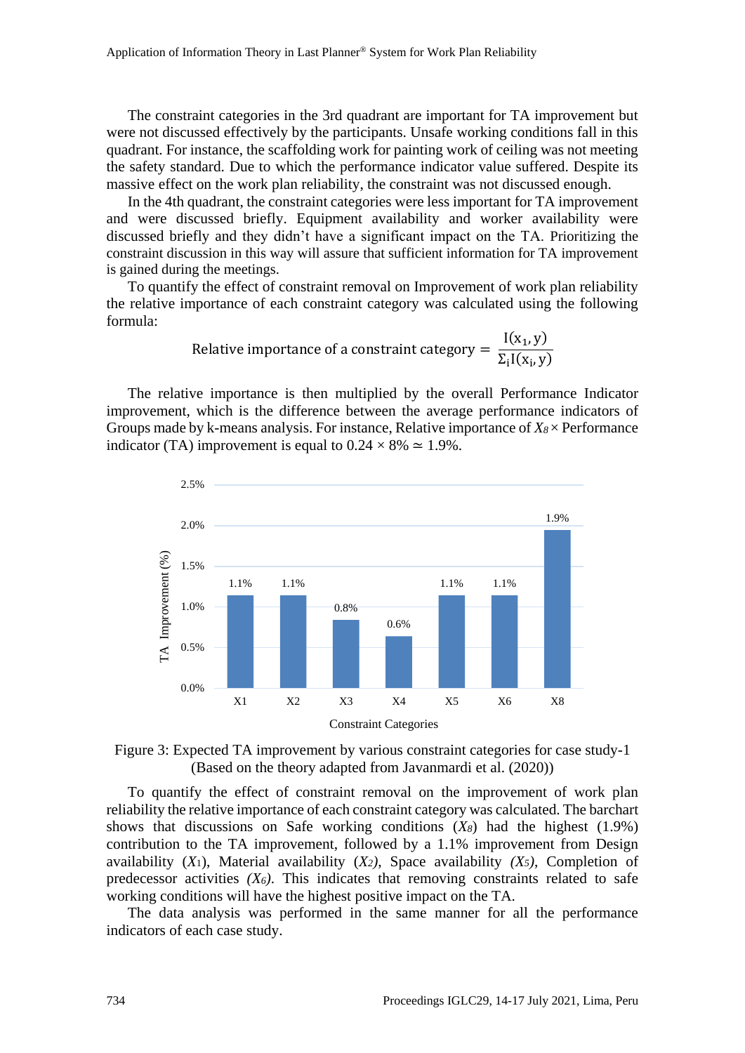The constraint categories in the 3rd quadrant are important for TA improvement but were not discussed effectively by the participants. Unsafe working conditions fall in this quadrant. For instance, the scaffolding work for painting work of ceiling was not meeting the safety standard. Due to which the performance indicator value suffered. Despite its massive effect on the work plan reliability, the constraint was not discussed enough.

In the 4th quadrant, the constraint categories were less important for TA improvement and were discussed briefly. Equipment availability and worker availability were discussed briefly and they didn't have a significant impact on the TA. Prioritizing the constraint discussion in this way will assure that sufficient information for TA improvement is gained during the meetings.

To quantify the effect of constraint removal on Improvement of work plan reliability the relative importance of each constraint category was calculated using the following formula:

$$\text{Relative importance of a constraint category} = \frac{I(x_1, y)}{\Sigma_i I(x_i, y)}$$

The relative importance is then multiplied by the overall Performance Indicator improvement, which is the difference between the average performance indicators of Groups made by k-means analysis. For instance, Relative importance of $X_8 \times$ Performance indicator (TA) improvement is equal to $0.24 \times 8\% \simeq 1.9\%$.

| Constraint Categories | TA Improvement (%) |
|---|---|
| X1 | 1.1% |
| X2 | 1.1% |
| X3 | 0.8% |
| X4 | 0.6% |
| X5 | 1.1% |
| X6 | 1.1% |
| X8 | 1.9% |

Figure 3: Expected TA improvement by various constraint categories for case study-1 (Based on the theory adapted from Javanmardi et al. (2020))

To quantify the effect of constraint removal on the improvement of work plan reliability the relative importance of each constraint category was calculated. The barchart shows that discussions on Safe working conditions ($X_8$) had the highest (1.9%) contribution to the TA improvement, followed by a 1.1% improvement from Design availability ($X_1$), Material availability ($X_2$), Space availability ($X_5$), Completion of predecessor activities ($X_6$). This indicates that removing constraints related to safe working conditions will have the highest positive impact on the TA.

The data analysis was performed in the same manner for all the performance indicators of each case study.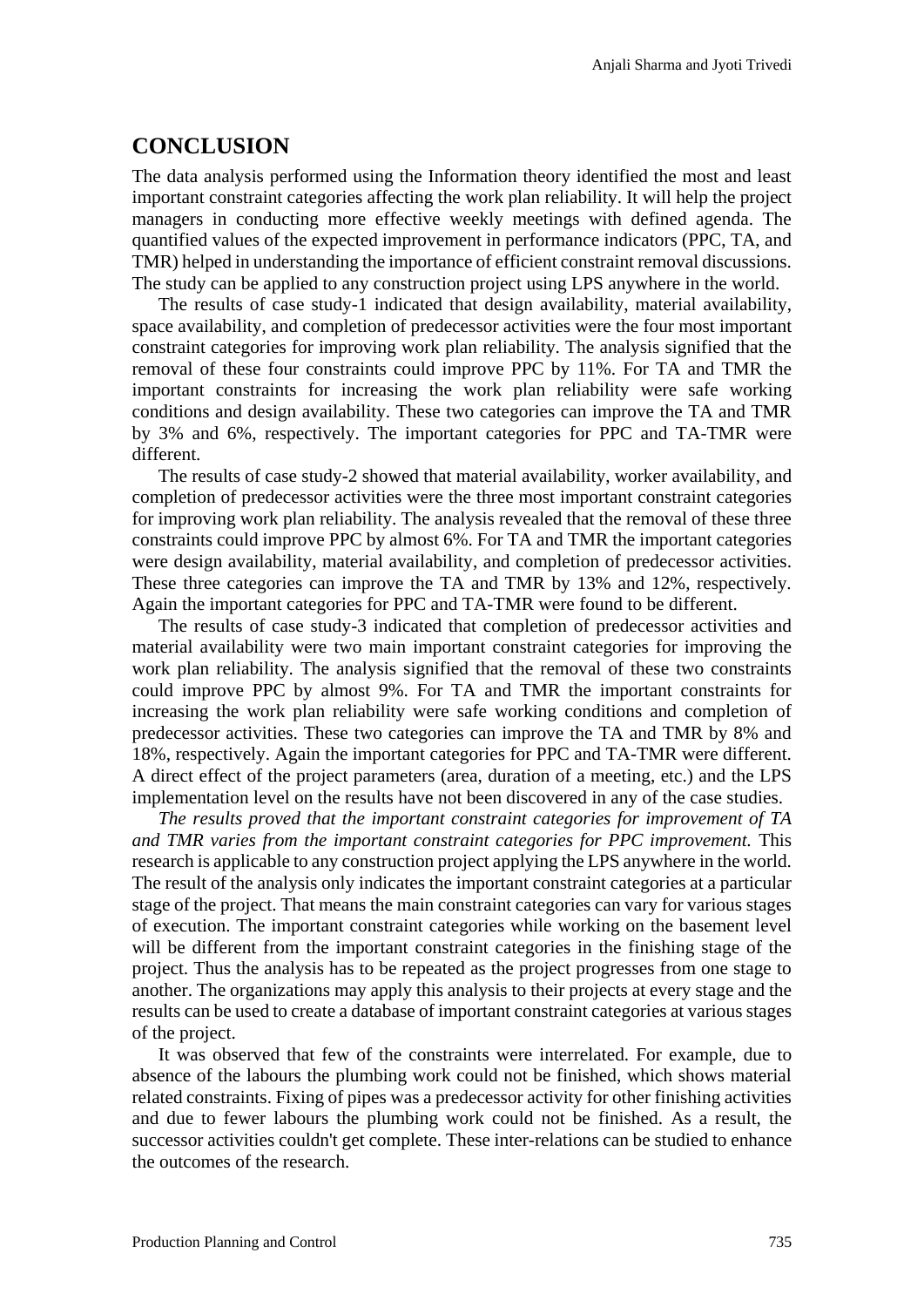## CONCLUSION

The data analysis performed using the Information theory identified the most and least important constraint categories affecting the work plan reliability. It will help the project managers in conducting more effective weekly meetings with defined agenda. The quantified values of the expected improvement in performance indicators (PPC, TA, and TMR) helped in understanding the importance of efficient constraint removal discussions. The study can be applied to any construction project using LPS anywhere in the world.

The results of case study-1 indicated that design availability, material availability, space availability, and completion of predecessor activities were the four most important constraint categories for improving work plan reliability. The analysis signified that the removal of these four constraints could improve PPC by 11%. For TA and TMR the important constraints for increasing the work plan reliability were safe working conditions and design availability. These two categories can improve the TA and TMR by 3% and 6%, respectively. The important categories for PPC and TA-TMR were different.

The results of case study-2 showed that material availability, worker availability, and completion of predecessor activities were the three most important constraint categories for improving work plan reliability. The analysis revealed that the removal of these three constraints could improve PPC by almost 6%. For TA and TMR the important categories were design availability, material availability, and completion of predecessor activities. These three categories can improve the TA and TMR by 13% and 12%, respectively. Again the important categories for PPC and TA-TMR were found to be different.

The results of case study-3 indicated that completion of predecessor activities and material availability were two main important constraint categories for improving the work plan reliability. The analysis signified that the removal of these two constraints could improve PPC by almost 9%. For TA and TMR the important constraints for increasing the work plan reliability were safe working conditions and completion of predecessor activities. These two categories can improve the TA and TMR by 8% and 18%, respectively. Again the important categories for PPC and TA-TMR were different. A direct effect of the project parameters (area, duration of a meeting, etc.) and the LPS implementation level on the results have not been discovered in any of the case studies.

*The results proved that the important constraint categories for improvement of TA and TMR varies from the important constraint categories for PPC improvement.* This research is applicable to any construction project applying the LPS anywhere in the world. The result of the analysis only indicates the important constraint categories at a particular stage of the project. That means the main constraint categories can vary for various stages of execution. The important constraint categories while working on the basement level will be different from the important constraint categories in the finishing stage of the project. Thus the analysis has to be repeated as the project progresses from one stage to another. The organizations may apply this analysis to their projects at every stage and the results can be used to create a database of important constraint categories at various stages of the project.

It was observed that few of the constraints were interrelated. For example, due to absence of the labours the plumbing work could not be finished, which shows material related constraints. Fixing of pipes was a predecessor activity for other finishing activities and due to fewer labours the plumbing work could not be finished. As a result, the successor activities couldn't get complete. These inter-relations can be studied to enhance the outcomes of the research.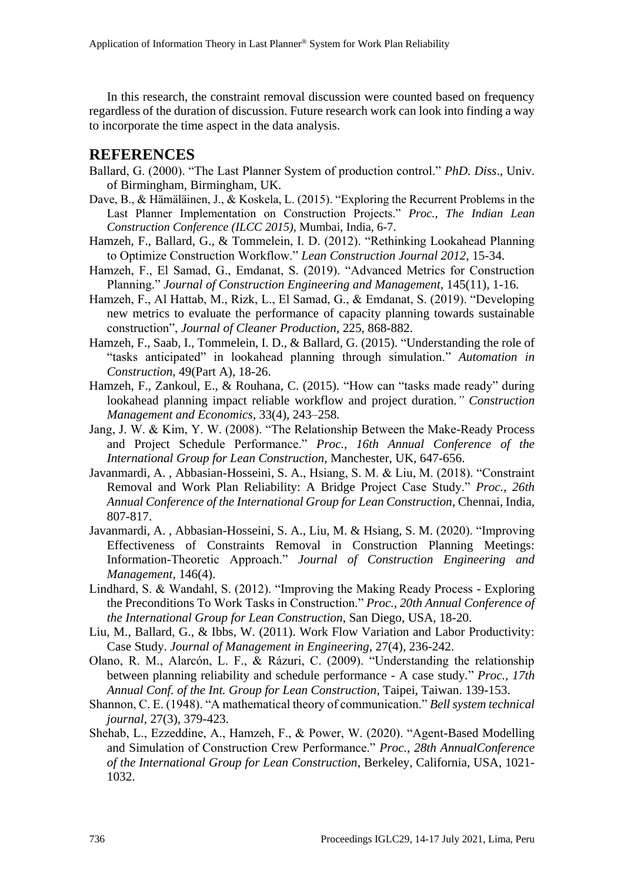In this research, the constraint removal discussion were counted based on frequency regardless of the duration of discussion. Future research work can look into finding a way to incorporate the time aspect in the data analysis.

## REFERENCES

Ballard, G. (2000). "The Last Planner System of production control." *PhD. Diss*., Univ. of Birmingham, Birmingham, UK.

Dave, B., & Hämäläinen, J., & Koskela, L. (2015). "Exploring the Recurrent Problems in the Last Planner Implementation on Construction Projects." *Proc., The Indian Lean Construction Conference (ILCC 2015)*, Mumbai, India, 6-7.

Hamzeh, F., Ballard, G., & Tommelein, I. D. (2012). "Rethinking Lookahead Planning to Optimize Construction Workflow." *Lean Construction Journal 2012*, 15-34.

Hamzeh, F., El Samad, G., Emdanat, S. (2019). "Advanced Metrics for Construction Planning." *Journal of Construction Engineering and Management*, 145(11), 1-16.

Hamzeh, F., Al Hattab, M., Rizk, L., El Samad, G., & Emdanat, S. (2019). "Developing new metrics to evaluate the performance of capacity planning towards sustainable construction", *Journal of Cleaner Production*, 225, 868-882.

Hamzeh, F., Saab, I., Tommelein, I. D., & Ballard, G. (2015). "Understanding the role of "tasks anticipated" in lookahead planning through simulation." *Automation in Construction,* 49(Part A), 18-26.

Hamzeh, F., Zankoul, E., & Rouhana, C. (2015). "How can "tasks made ready" during lookahead planning impact reliable workflow and project duration*." Construction Management and Economics*, 33(4), 243–258.

Jang, J. W. & Kim, Y. W. (2008). "The Relationship Between the Make-Ready Process and Project Schedule Performance." *Proc., 16th Annual Conference of the International Group for Lean Construction*, Manchester, UK, 647-656.

Javanmardi, A. , Abbasian-Hosseini, S. A., Hsiang, S. M. & Liu, M. (2018). "Constraint Removal and Work Plan Reliability: A Bridge Project Case Study." *Proc., 26th Annual Conference of the International Group for Lean Construction*, Chennai, India, 807-817.

Javanmardi, A. , Abbasian-Hosseini, S. A., Liu, M. & Hsiang, S. M. (2020). "Improving Effectiveness of Constraints Removal in Construction Planning Meetings: Information-Theoretic Approach." *Journal of Construction Engineering and Management,* 146(4).

Lindhard, S. & Wandahl, S. (2012). "Improving the Making Ready Process - Exploring the Preconditions To Work Tasks in Construction." *Proc., 20th Annual Conference of the International Group for Lean Construction*, San Diego, USA, 18-20.

Liu, M., Ballard, G., & Ibbs, W. (2011). Work Flow Variation and Labor Productivity: Case Study. *Journal of Management in Engineering*, 27(4), 236-242.

Olano, R. M., Alarcón, L. F., & Rázuri, C. (2009). "Understanding the relationship between planning reliability and schedule performance - A case study." *Proc., 17th Annual Conf. of the Int. Group for Lean Construction*, Taipei, Taiwan. 139-153.

Shannon, C. E. (1948). "A mathematical theory of communication." *Bell system technical journal*, 27(3), 379-423.

Shehab, L., Ezzeddine, A., Hamzeh, F., & Power, W. (2020). "Agent-Based Modelling and Simulation of Construction Crew Performance." *Proc., 28th AnnualConference of the International Group for Lean Construction*, Berkeley, California, USA, 1021-1032.